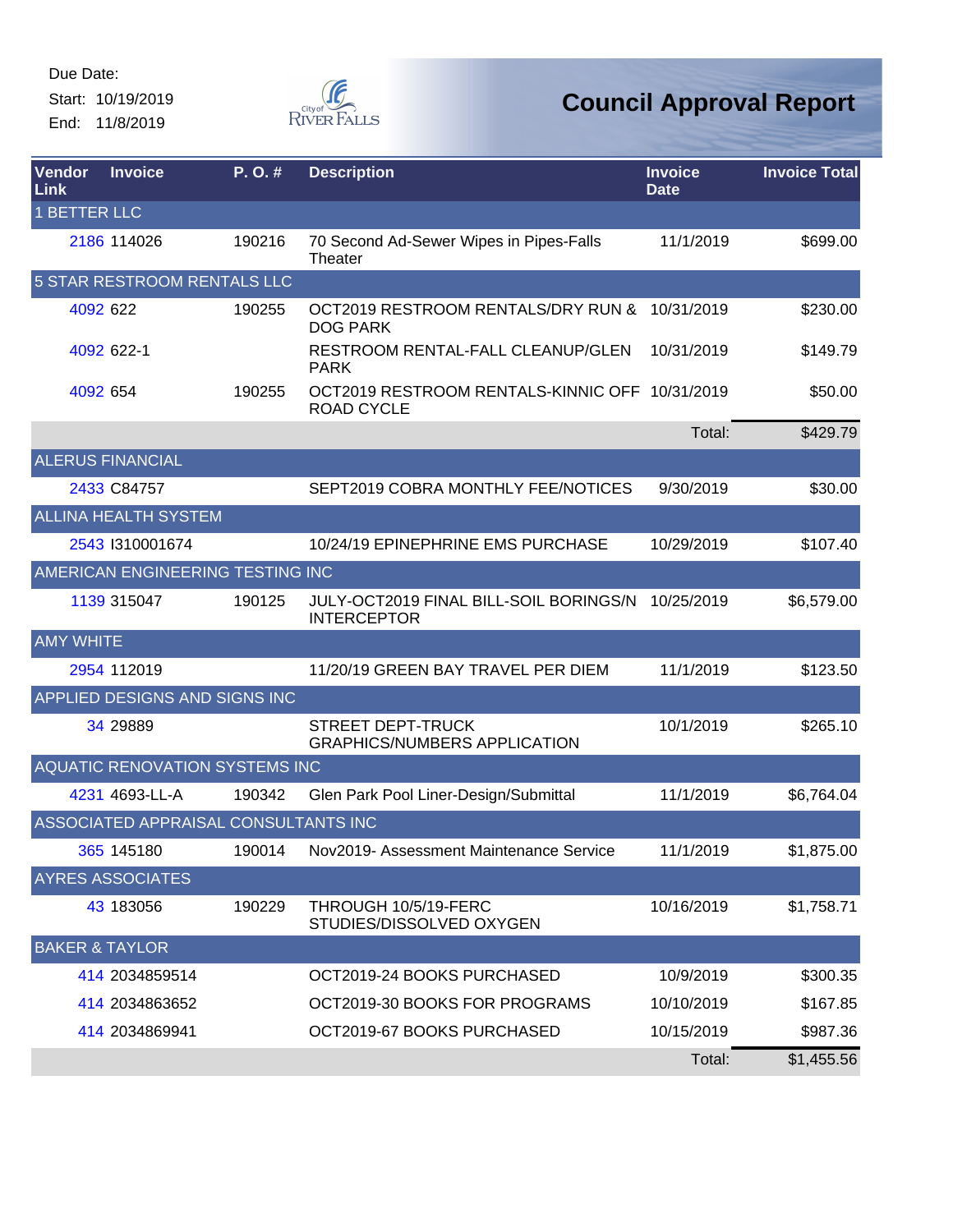Due Date:

Start: 10/19/2019

End: 11/8/2019

# Council Approval Report

| Vendor Link | Invoice | P. O. # | Description | Invoice Date | Invoice Total |
|---|---|---|---|---|---|
| 1 BETTER LLC | | | | | |
| 2186 | 114026 | 190216 | 70 Second Ad-Sewer Wipes in Pipes-Falls Theater | 11/1/2019 | $699.00 |
| 5 STAR RESTROOM RENTALS LLC | | | | | |
| 4092 | 622 | 190255 | OCT2019 RESTROOM RENTALS/DRY RUN & DOG PARK | 10/31/2019 | $230.00 |
| 4092 | 622-1 | | RESTROOM RENTAL-FALL CLEANUP/GLEN PARK | 10/31/2019 | $149.79 |
| 4092 | 654 | 190255 | OCT2019 RESTROOM RENTALS-KINNIC OFF ROAD CYCLE | 10/31/2019 | $50.00 |
| | | | | Total: | $429.79 |
| ALERUS FINANCIAL | | | | | |
| 2433 | C84757 | | SEPT2019 COBRA MONTHLY FEE/NOTICES | 9/30/2019 | $30.00 |
| ALLINA HEALTH SYSTEM | | | | | |
| 2543 | I310001674 | | 10/24/19 EPINEPHRINE EMS PURCHASE | 10/29/2019 | $107.40 |
| AMERICAN ENGINEERING TESTING INC | | | | | |
| 1139 | 315047 | 190125 | JULY-OCT2019 FINAL BILL-SOIL BORINGS/N INTERCEPTOR | 10/25/2019 | $6,579.00 |
| AMY WHITE | | | | | |
| 2954 | 112019 | | 11/20/19 GREEN BAY TRAVEL PER DIEM | 11/1/2019 | $123.50 |
| APPLIED DESIGNS AND SIGNS INC | | | | | |
| 34 | 29889 | | STREET DEPT-TRUCK GRAPHICS/NUMBERS APPLICATION | 10/1/2019 | $265.10 |
| AQUATIC RENOVATION SYSTEMS INC | | | | | |
| 4231 | 4693-LL-A | 190342 | Glen Park Pool Liner-Design/Submittal | 11/1/2019 | $6,764.04 |
| ASSOCIATED APPRAISAL CONSULTANTS INC | | | | | |
| 365 | 145180 | 190014 | Nov2019- Assessment Maintenance Service | 11/1/2019 | $1,875.00 |
| AYRES ASSOCIATES | | | | | |
| 43 | 183056 | 190229 | THROUGH 10/5/19-FERC STUDIES/DISSOLVED OXYGEN | 10/16/2019 | $1,758.71 |
| BAKER & TAYLOR | | | | | |
| 414 | 2034859514 | | OCT2019-24 BOOKS PURCHASED | 10/9/2019 | $300.35 |
| 414 | 2034863652 | | OCT2019-30 BOOKS FOR PROGRAMS | 10/10/2019 | $167.85 |
| 414 | 2034869941 | | OCT2019-67 BOOKS PURCHASED | 10/15/2019 | $987.36 |
| | | | | Total: | $1,455.56 |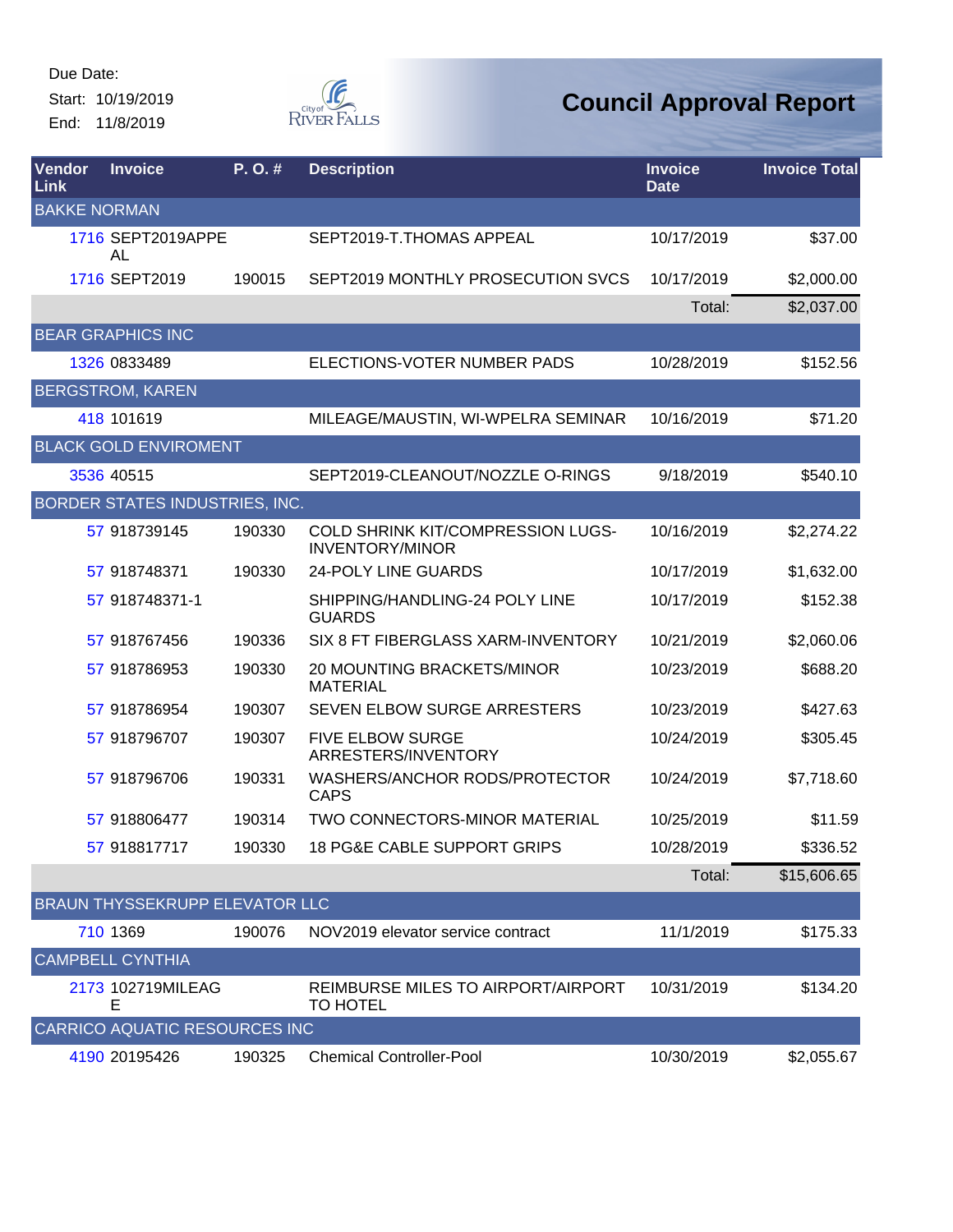Due Date:
Start: 10/19/2019
End: 11/8/2019

# Council Approval Report

| Vendor Link | Invoice | P. O. # | Description | Invoice Date | Invoice Total |
|---|---|---|---|---|---|
| BAKKE NORMAN | | | | | |
| 1716 | SEPT2019APPEAL | | SEPT2019-T.THOMAS APPEAL | 10/17/2019 | $37.00 |
| 1716 | SEPT2019 | 190015 | SEPT2019 MONTHLY PROSECUTION SVCS | 10/17/2019 | $2,000.00 |
| | | | | Total: | $2,037.00 |
| BEAR GRAPHICS INC | | | | | |
| 1326 | 0833489 | | ELECTIONS-VOTER NUMBER PADS | 10/28/2019 | $152.56 |
| BERGSTROM, KAREN | | | | | |
| 418 | 101619 | | MILEAGE/MAUSTIN, WI-WPELRA SEMINAR | 10/16/2019 | $71.20 |
| BLACK GOLD ENVIROMENT | | | | | |
| 3536 | 40515 | | SEPT2019-CLEANOUT/NOZZLE O-RINGS | 9/18/2019 | $540.10 |
| BORDER STATES INDUSTRIES, INC. | | | | | |
| 57 | 918739145 | 190330 | COLD SHRINK KIT/COMPRESSION LUGS-INVENTORY/MINOR | 10/16/2019 | $2,274.22 |
| 57 | 918748371 | 190330 | 24-POLY LINE GUARDS | 10/17/2019 | $1,632.00 |
| 57 | 918748371-1 | | SHIPPING/HANDLING-24 POLY LINE GUARDS | 10/17/2019 | $152.38 |
| 57 | 918767456 | 190336 | SIX 8 FT FIBERGLASS XARM-INVENTORY | 10/21/2019 | $2,060.06 |
| 57 | 918786953 | 190330 | 20 MOUNTING BRACKETS/MINOR MATERIAL | 10/23/2019 | $688.20 |
| 57 | 918786954 | 190307 | SEVEN ELBOW SURGE ARRESTERS | 10/23/2019 | $427.63 |
| 57 | 918796707 | 190307 | FIVE ELBOW SURGE ARRESTERS/INVENTORY | 10/24/2019 | $305.45 |
| 57 | 918796706 | 190331 | WASHERS/ANCHOR RODS/PROTECTOR CAPS | 10/24/2019 | $7,718.60 |
| 57 | 918806477 | 190314 | TWO CONNECTORS-MINOR MATERIAL | 10/25/2019 | $11.59 |
| 57 | 918817717 | 190330 | 18 PG&E CABLE SUPPORT GRIPS | 10/28/2019 | $336.52 |
| | | | | Total: | $15,606.65 |
| BRAUN THYSSEKRUPP ELEVATOR LLC | | | | | |
| 710 | 1369 | 190076 | NOV2019 elevator service contract | 11/1/2019 | $175.33 |
| CAMPBELL CYNTHIA | | | | | |
| 2173 | 102719MILEAGE | | REIMBURSE MILES TO AIRPORT/AIRPORT TO HOTEL | 10/31/2019 | $134.20 |
| CARRICO AQUATIC RESOURCES INC | | | | | |
| 4190 | 20195426 | 190325 | Chemical Controller-Pool | 10/30/2019 | $2,055.67 |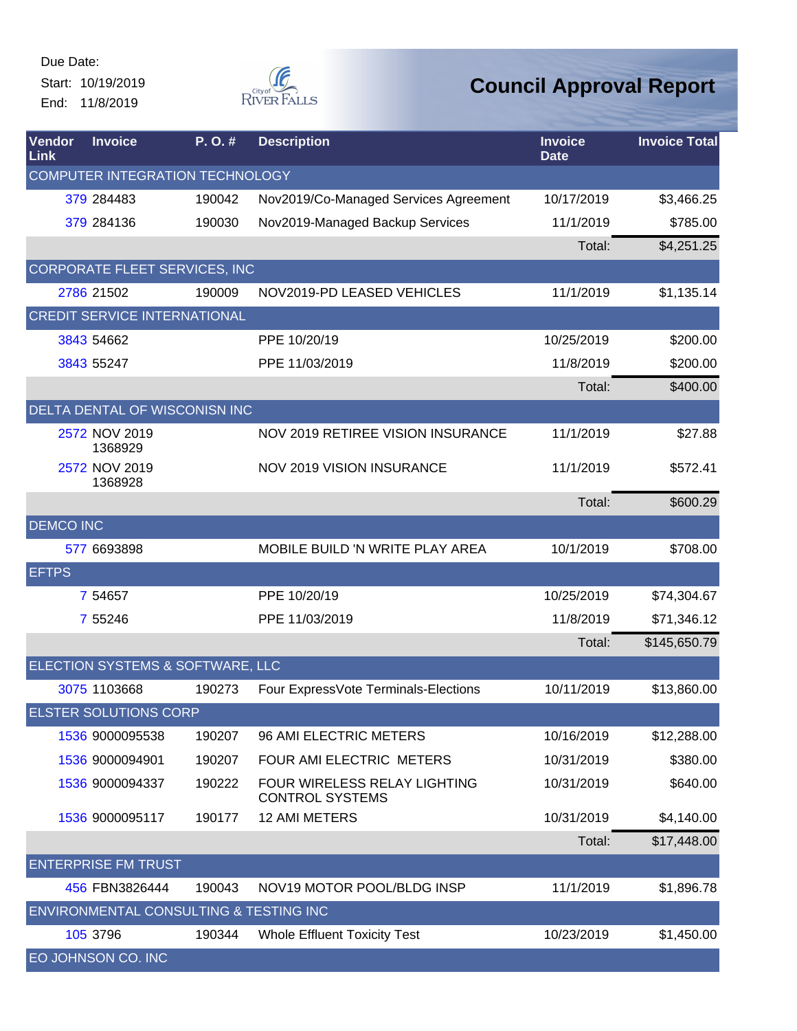Due Date:
Start: 10/19/2019
End: 11/8/2019

# Council Approval Report

| Vendor Link | Invoice | P. O. # | Description | Invoice Date | Invoice Total |
|---|---|---|---|---|---|
| COMPUTER INTEGRATION TECHNOLOGY | | | | | |
| 379 | 284483 | 190042 | Nov2019/Co-Managed Services Agreement | 10/17/2019 | $3,466.25 |
| 379 | 284136 | 190030 | Nov2019-Managed Backup Services | 11/1/2019 | $785.00 |
| | | | | Total: | $4,251.25 |
| CORPORATE FLEET SERVICES, INC | | | | | |
| 2786 | 21502 | 190009 | NOV2019-PD LEASED VEHICLES | 11/1/2019 | $1,135.14 |
| CREDIT SERVICE INTERNATIONAL | | | | | |
| 3843 | 54662 | | PPE 10/20/19 | 10/25/2019 | $200.00 |
| 3843 | 55247 | | PPE 11/03/2019 | 11/8/2019 | $200.00 |
| | | | | Total: | $400.00 |
| DELTA DENTAL OF WISCONISN INC | | | | | |
| 2572 | NOV 2019 1368929 | | NOV 2019 RETIREE VISION INSURANCE | 11/1/2019 | $27.88 |
| 2572 | NOV 2019 1368928 | | NOV 2019 VISION INSURANCE | 11/1/2019 | $572.41 |
| | | | | Total: | $600.29 |
| DEMCO INC | | | | | |
| 577 | 6693898 | | MOBILE BUILD 'N WRITE PLAY AREA | 10/1/2019 | $708.00 |
| EFTPS | | | | | |
| 7 | 54657 | | PPE 10/20/19 | 10/25/2019 | $74,304.67 |
| 7 | 55246 | | PPE 11/03/2019 | 11/8/2019 | $71,346.12 |
| | | | | Total: | $145,650.79 |
| ELECTION SYSTEMS & SOFTWARE, LLC | | | | | |
| 3075 | 1103668 | 190273 | Four ExpressVote Terminals-Elections | 10/11/2019 | $13,860.00 |
| ELSTER SOLUTIONS CORP | | | | | |
| 1536 | 9000095538 | 190207 | 96 AMI ELECTRIC METERS | 10/16/2019 | $12,288.00 |
| 1536 | 9000094901 | 190207 | FOUR AMI ELECTRIC METERS | 10/31/2019 | $380.00 |
| 1536 | 9000094337 | 190222 | FOUR WIRELESS RELAY LIGHTING CONTROL SYSTEMS | 10/31/2019 | $640.00 |
| 1536 | 9000095117 | 190177 | 12 AMI METERS | 10/31/2019 | $4,140.00 |
| | | | | Total: | $17,448.00 |
| ENTERPRISE FM TRUST | | | | | |
| 456 | FBN3826444 | 190043 | NOV19 MOTOR POOL/BLDG INSP | 11/1/2019 | $1,896.78 |
| ENVIRONMENTAL CONSULTING & TESTING INC | | | | | |
| 105 | 3796 | 190344 | Whole Effluent Toxicity Test | 10/23/2019 | $1,450.00 |
| EO JOHNSON CO. INC | | | | | |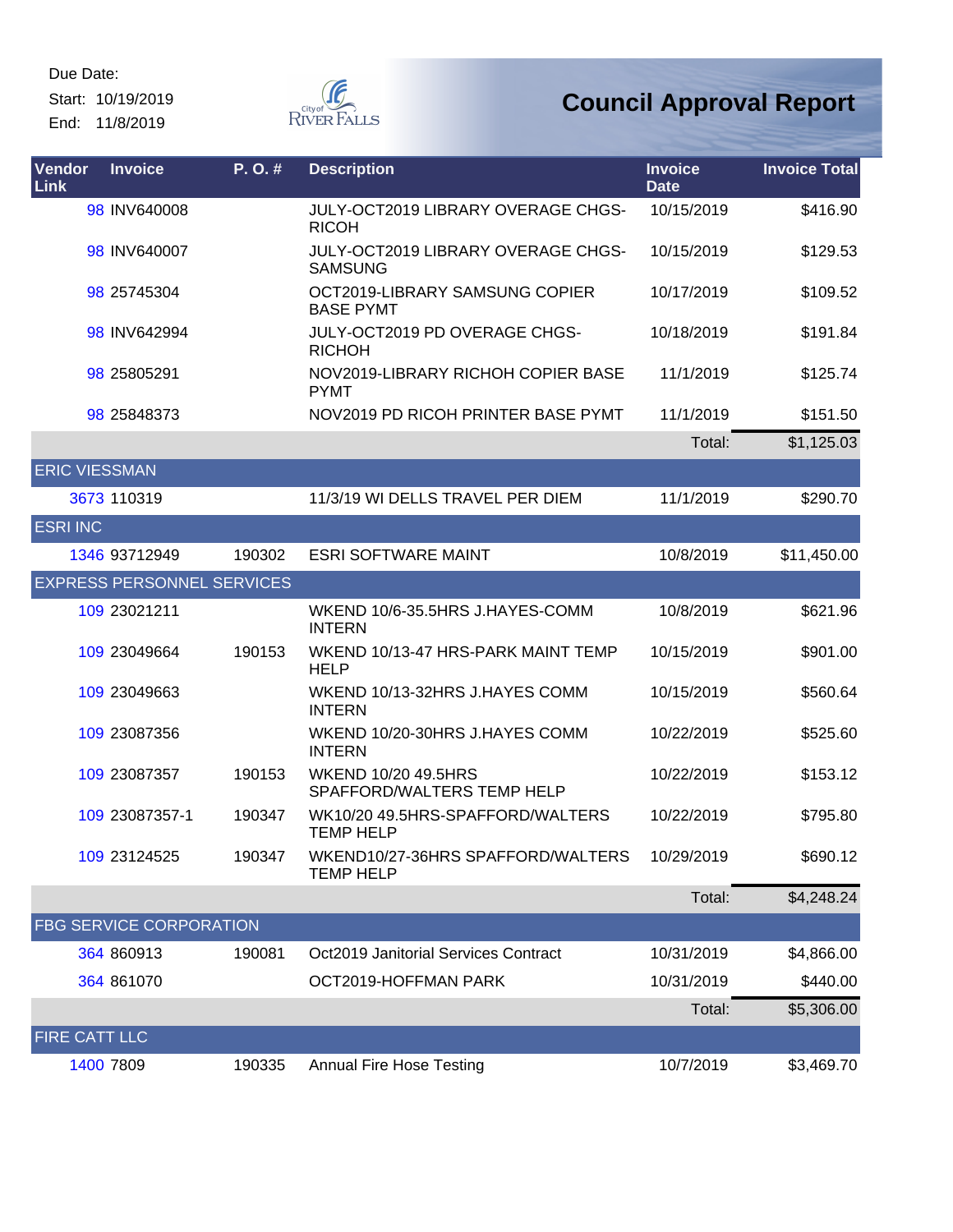Due Date:
Start: 10/19/2019
End: 11/8/2019

# Council Approval Report

| Vendor Link | Invoice | P. O. # | Description | Invoice Date | Invoice Total |
|---|---|---|---|---|---|
| 98 | INV640008 | | JULY-OCT2019 LIBRARY OVERAGE CHGS-RICOH | 10/15/2019 | $416.90 |
| 98 | INV640007 | | JULY-OCT2019 LIBRARY OVERAGE CHGS-SAMSUNG | 10/15/2019 | $129.53 |
| 98 | 25745304 | | OCT2019-LIBRARY SAMSUNG COPIER BASE PYMT | 10/17/2019 | $109.52 |
| 98 | INV642994 | | JULY-OCT2019 PD OVERAGE CHGS-RICHOH | 10/18/2019 | $191.84 |
| 98 | 25805291 | | NOV2019-LIBRARY RICHOH COPIER BASE PYMT | 11/1/2019 | $125.74 |
| 98 | 25848373 | | NOV2019 PD RICOH PRINTER BASE PYMT | 11/1/2019 | $151.50 |
| | | | | Total: | $1,125.03 |
| ERIC VIESSMAN | | | | | |
| 3673 | 110319 | | 11/3/19 WI DELLS TRAVEL PER DIEM | 11/1/2019 | $290.70 |
| ESRI INC | | | | | |
| 1346 | 93712949 | 190302 | ESRI SOFTWARE MAINT | 10/8/2019 | $11,450.00 |
| EXPRESS PERSONNEL SERVICES | | | | | |
| 109 | 23021211 | | WKEND 10/6-35.5HRS J.HAYES-COMM INTERN | 10/8/2019 | $621.96 |
| 109 | 23049664 | 190153 | WKEND 10/13-47 HRS-PARK MAINT TEMP HELP | 10/15/2019 | $901.00 |
| 109 | 23049663 | | WKEND 10/13-32HRS J.HAYES COMM INTERN | 10/15/2019 | $560.64 |
| 109 | 23087356 | | WKEND 10/20-30HRS J.HAYES COMM INTERN | 10/22/2019 | $525.60 |
| 109 | 23087357 | 190153 | WKEND 10/20 49.5HRS SPAFFORD/WALTERS TEMP HELP | 10/22/2019 | $153.12 |
| 109 | 23087357-1 | 190347 | WK10/20 49.5HRS-SPAFFORD/WALTERS TEMP HELP | 10/22/2019 | $795.80 |
| 109 | 23124525 | 190347 | WKEND10/27-36HRS SPAFFORD/WALTERS TEMP HELP | 10/29/2019 | $690.12 |
| | | | | Total: | $4,248.24 |
| FBG SERVICE CORPORATION | | | | | |
| 364 | 860913 | 190081 | Oct2019 Janitorial Services Contract | 10/31/2019 | $4,866.00 |
| 364 | 861070 | | OCT2019-HOFFMAN PARK | 10/31/2019 | $440.00 |
| | | | | Total: | $5,306.00 |
| FIRE CATT LLC | | | | | |
| 1400 | 7809 | 190335 | Annual Fire Hose Testing | 10/7/2019 | $3,469.70 |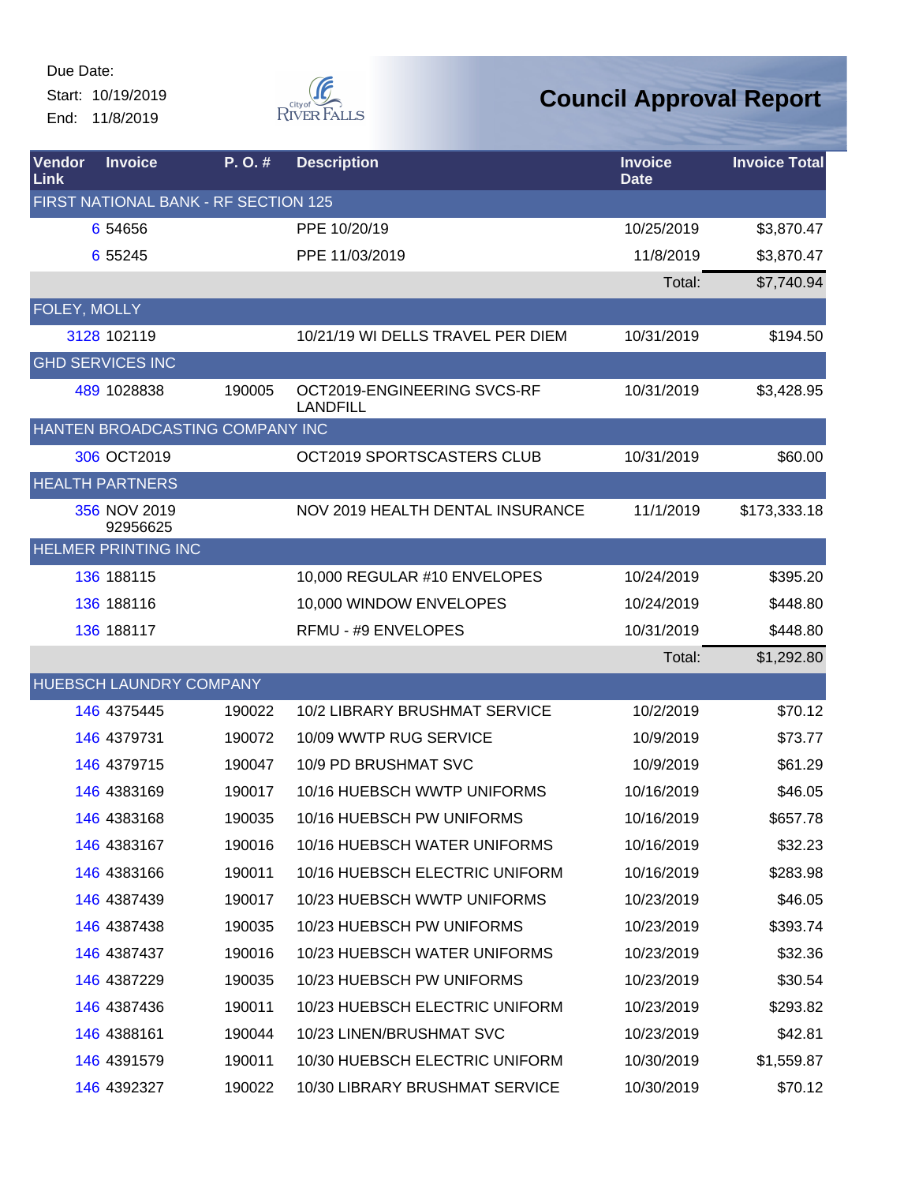Due Date:
Start: 10/19/2019
End: 11/8/2019

City of River Falls

# Council Approval Report

| Vendor Link | Invoice | P. O. # | Description | Invoice Date | Invoice Total |
|---|---|---|---|---|---|
| FIRST NATIONAL BANK - RF SECTION 125 | | | | | |
| 6 | 54656 | | PPE 10/20/19 | 10/25/2019 | $3,870.47 |
| 6 | 55245 | | PPE 11/03/2019 | 11/8/2019 | $3,870.47 |
| | | | | Total: | $7,740.94 |
| FOLEY, MOLLY | | | | | |
| 3128 | 102119 | | 10/21/19 WI DELLS TRAVEL PER DIEM | 10/31/2019 | $194.50 |
| GHD SERVICES INC | | | | | |
| 489 | 1028838 | 190005 | OCT2019-ENGINEERING SVCS-RF LANDFILL | 10/31/2019 | $3,428.95 |
| HANTEN BROADCASTING COMPANY INC | | | | | |
| 306 | OCT2019 | | OCT2019 SPORTSCASTERS CLUB | 10/31/2019 | $60.00 |
| HEALTH PARTNERS | | | | | |
| 356 | NOV 2019 92956625 | | NOV 2019 HEALTH DENTAL INSURANCE | 11/1/2019 | $173,333.18 |
| HELMER PRINTING INC | | | | | |
| 136 | 188115 | | 10,000 REGULAR #10 ENVELOPES | 10/24/2019 | $395.20 |
| 136 | 188116 | | 10,000 WINDOW ENVELOPES | 10/24/2019 | $448.80 |
| 136 | 188117 | | RFMU - #9 ENVELOPES | 10/31/2019 | $448.80 |
| | | | | Total: | $1,292.80 |
| HUEBSCH LAUNDRY COMPANY | | | | | |
| 146 | 4375445 | 190022 | 10/2 LIBRARY BRUSHMAT SERVICE | 10/2/2019 | $70.12 |
| 146 | 4379731 | 190072 | 10/09 WWTP RUG SERVICE | 10/9/2019 | $73.77 |
| 146 | 4379715 | 190047 | 10/9 PD BRUSHMAT SVC | 10/9/2019 | $61.29 |
| 146 | 4383169 | 190017 | 10/16 HUEBSCH WWTP UNIFORMS | 10/16/2019 | $46.05 |
| 146 | 4383168 | 190035 | 10/16 HUEBSCH PW UNIFORMS | 10/16/2019 | $657.78 |
| 146 | 4383167 | 190016 | 10/16 HUEBSCH WATER UNIFORMS | 10/16/2019 | $32.23 |
| 146 | 4383166 | 190011 | 10/16 HUEBSCH ELECTRIC UNIFORM | 10/16/2019 | $283.98 |
| 146 | 4387439 | 190017 | 10/23 HUEBSCH WWTP UNIFORMS | 10/23/2019 | $46.05 |
| 146 | 4387438 | 190035 | 10/23 HUEBSCH PW UNIFORMS | 10/23/2019 | $393.74 |
| 146 | 4387437 | 190016 | 10/23 HUEBSCH WATER UNIFORMS | 10/23/2019 | $32.36 |
| 146 | 4387229 | 190035 | 10/23 HUEBSCH PW UNIFORMS | 10/23/2019 | $30.54 |
| 146 | 4387436 | 190011 | 10/23 HUEBSCH ELECTRIC UNIFORM | 10/23/2019 | $293.82 |
| 146 | 4388161 | 190044 | 10/23 LINEN/BRUSHMAT SVC | 10/23/2019 | $42.81 |
| 146 | 4391579 | 190011 | 10/30 HUEBSCH ELECTRIC UNIFORM | 10/30/2019 | $1,559.87 |
| 146 | 4392327 | 190022 | 10/30 LIBRARY BRUSHMAT SERVICE | 10/30/2019 | $70.12 |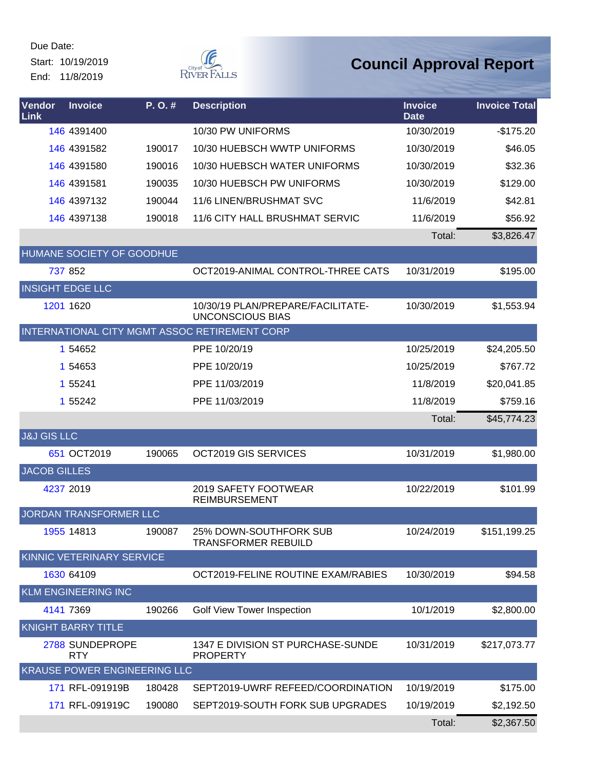Due Date:

Start: 10/19/2019

End: 11/8/2019

# Council Approval Report

| Vendor Link | Invoice | P. O. # | Description | Invoice Date | Invoice Total |
|---|---|---|---|---|---|
| 146 | 4391400 | | 10/30 PW UNIFORMS | 10/30/2019 | -$175.20 |
| 146 | 4391582 | 190017 | 10/30 HUEBSCH WWTP UNIFORMS | 10/30/2019 | $46.05 |
| 146 | 4391580 | 190016 | 10/30 HUEBSCH WATER UNIFORMS | 10/30/2019 | $32.36 |
| 146 | 4391581 | 190035 | 10/30 HUEBSCH PW UNIFORMS | 10/30/2019 | $129.00 |
| 146 | 4397132 | 190044 | 11/6 LINEN/BRUSHMAT SVC | 11/6/2019 | $42.81 |
| 146 | 4397138 | 190018 | 11/6 CITY HALL BRUSHMAT SERVIC | 11/6/2019 | $56.92 |
| | | | | Total: | $3,826.47 |
| HUMANE SOCIETY OF GOODHUE | | | | | |
| 737 | 852 | | OCT2019-ANIMAL CONTROL-THREE CATS | 10/31/2019 | $195.00 |
| INSIGHT EDGE LLC | | | | | |
| 1201 | 1620 | | 10/30/19 PLAN/PREPARE/FACILITATE-UNCONSCIOUS BIAS | 10/30/2019 | $1,553.94 |
| INTERNATIONAL CITY MGMT ASSOC RETIREMENT CORP | | | | | |
| 1 | 54652 | | PPE 10/20/19 | 10/25/2019 | $24,205.50 |
| 1 | 54653 | | PPE 10/20/19 | 10/25/2019 | $767.72 |
| 1 | 55241 | | PPE 11/03/2019 | 11/8/2019 | $20,041.85 |
| 1 | 55242 | | PPE 11/03/2019 | 11/8/2019 | $759.16 |
| | | | | Total: | $45,774.23 |
| J&J GIS LLC | | | | | |
| 651 | OCT2019 | 190065 | OCT2019 GIS SERVICES | 10/31/2019 | $1,980.00 |
| JACOB GILLES | | | | | |
| 4237 | 2019 | | 2019 SAFETY FOOTWEAR REIMBURSEMENT | 10/22/2019 | $101.99 |
| JORDAN TRANSFORMER LLC | | | | | |
| 1955 | 14813 | 190087 | 25% DOWN-SOUTHFORK SUB TRANSFORMER REBUILD | 10/24/2019 | $151,199.25 |
| KINNIC VETERINARY SERVICE | | | | | |
| 1630 | 64109 | | OCT2019-FELINE ROUTINE EXAM/RABIES | 10/30/2019 | $94.58 |
| KLM ENGINEERING INC | | | | | |
| 4141 | 7369 | 190266 | Golf View Tower Inspection | 10/1/2019 | $2,800.00 |
| KNIGHT BARRY TITLE | | | | | |
| 2788 | SUNDEPROPERTY | | 1347 E DIVISION ST PURCHASE-SUNDE PROPERTY | 10/31/2019 | $217,073.77 |
| KRAUSE POWER ENGINEERING LLC | | | | | |
| 171 | RFL-091919B | 180428 | SEPT2019-UWRF REFEED/COORDINATION | 10/19/2019 | $175.00 |
| 171 | RFL-091919C | 190080 | SEPT2019-SOUTH FORK SUB UPGRADES | 10/19/2019 | $2,192.50 |
| | | | | Total: | $2,367.50 |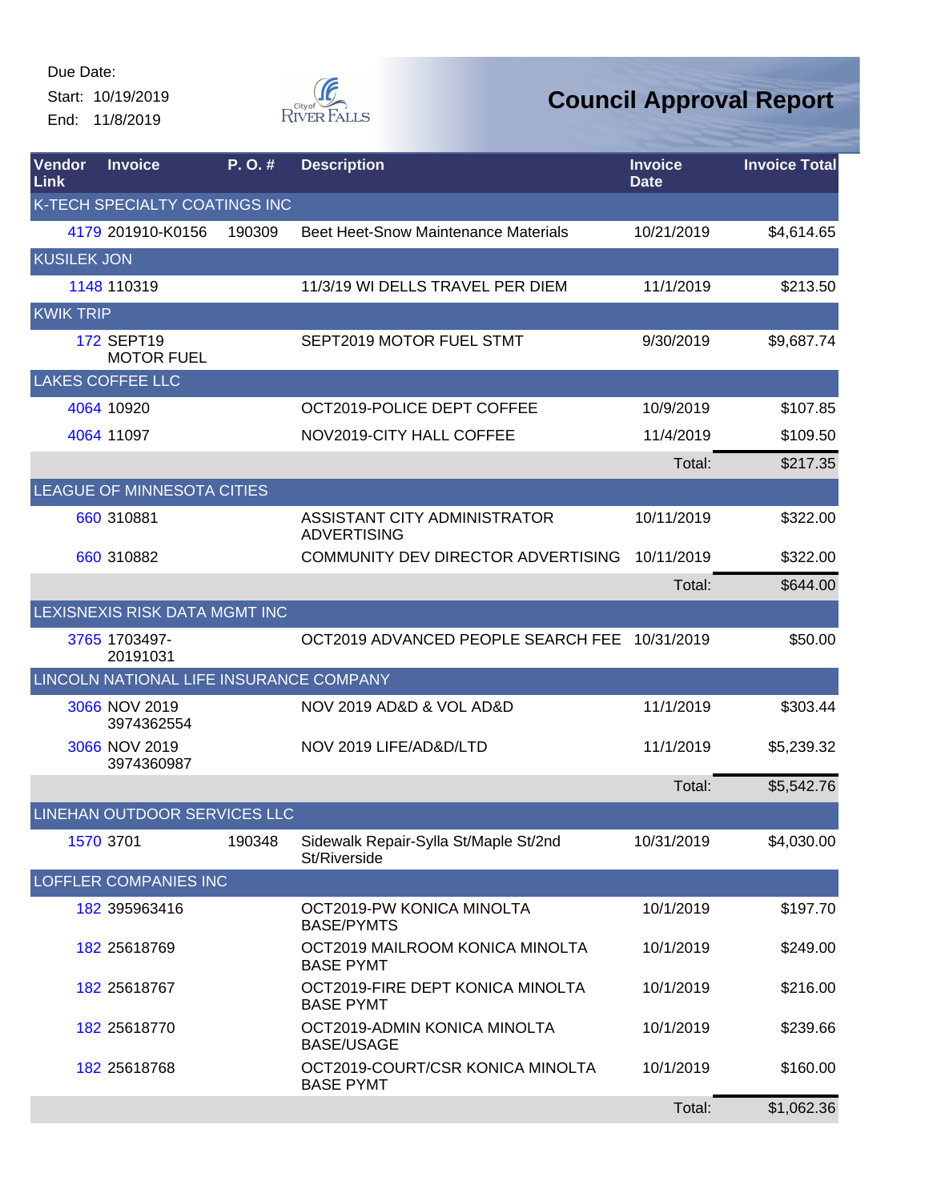Due Date:
Start: 10/19/2019
End: 11/8/2019

# Council Approval Report

| Vendor Link | Invoice | P. O. # | Description | Invoice Date | Invoice Total |
|---|---|---|---|---|---|
| K-TECH SPECIALTY COATINGS INC | | | | | |
| 4179 | 201910-K0156 | 190309 | Beet Heet-Snow Maintenance Materials | 10/21/2019 | $4,614.65 |
| KUSILEK JON | | | | | |
| 1148 | 110319 | | 11/3/19 WI DELLS TRAVEL PER DIEM | 11/1/2019 | $213.50 |
| KWIK TRIP | | | | | |
| 172 | SEPT19 MOTOR FUEL | | SEPT2019 MOTOR FUEL STMT | 9/30/2019 | $9,687.74 |
| LAKES COFFEE LLC | | | | | |
| 4064 | 10920 | | OCT2019-POLICE DEPT COFFEE | 10/9/2019 | $107.85 |
| 4064 | 11097 | | NOV2019-CITY HALL COFFEE | 11/4/2019 | $109.50 |
| | | | | Total: | $217.35 |
| LEAGUE OF MINNESOTA CITIES | | | | | |
| 660 | 310881 | | ASSISTANT CITY ADMINISTRATOR ADVERTISING | 10/11/2019 | $322.00 |
| 660 | 310882 | | COMMUNITY DEV DIRECTOR ADVERTISING | 10/11/2019 | $322.00 |
| | | | | Total: | $644.00 |
| LEXISNEXIS RISK DATA MGMT INC | | | | | |
| 3765 | 1703497-20191031 | | OCT2019 ADVANCED PEOPLE SEARCH FEE | 10/31/2019 | $50.00 |
| LINCOLN NATIONAL LIFE INSURANCE COMPANY | | | | | |
| 3066 | NOV 2019 3974362554 | | NOV 2019 AD&D & VOL AD&D | 11/1/2019 | $303.44 |
| 3066 | NOV 2019 3974360987 | | NOV 2019 LIFE/AD&D/LTD | 11/1/2019 | $5,239.32 |
| | | | | Total: | $5,542.76 |
| LINEHAN OUTDOOR SERVICES LLC | | | | | |
| 1570 | 3701 | 190348 | Sidewalk Repair-Sylla St/Maple St/2nd St/Riverside | 10/31/2019 | $4,030.00 |
| LOFFLER COMPANIES INC | | | | | |
| 182 | 395963416 | | OCT2019-PW KONICA MINOLTA BASE/PYMTS | 10/1/2019 | $197.70 |
| 182 | 25618769 | | OCT2019 MAILROOM KONICA MINOLTA BASE PYMT | 10/1/2019 | $249.00 |
| 182 | 25618767 | | OCT2019-FIRE DEPT KONICA MINOLTA BASE PYMT | 10/1/2019 | $216.00 |
| 182 | 25618770 | | OCT2019-ADMIN KONICA MINOLTA BASE/USAGE | 10/1/2019 | $239.66 |
| 182 | 25618768 | | OCT2019-COURT/CSR KONICA MINOLTA BASE PYMT | 10/1/2019 | $160.00 |
| | | | | Total: | $1,062.36 |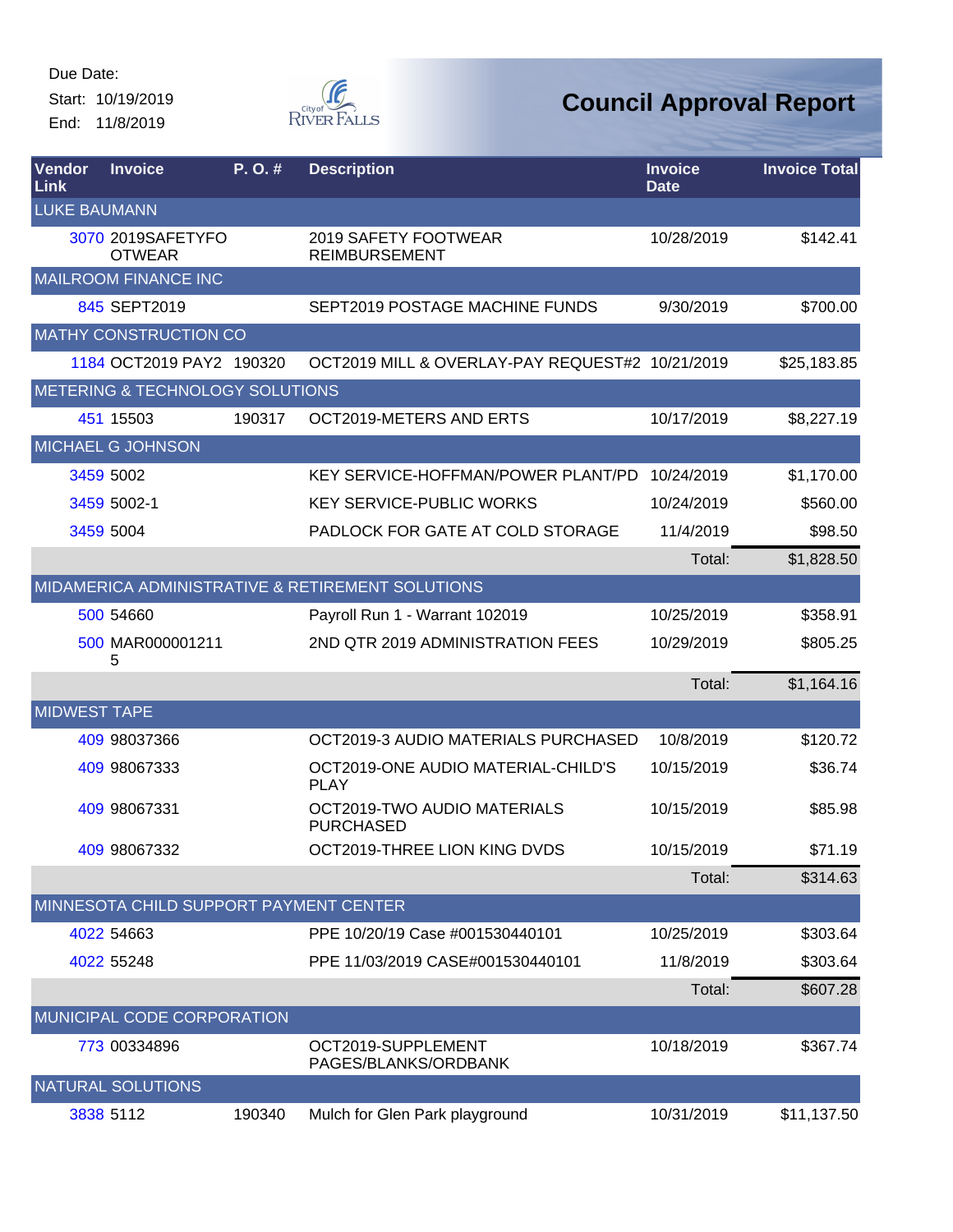Due Date:

Start: 10/19/2019

End: 11/8/2019

# Council Approval Report

| Vendor Link | Invoice | P. O. # | Description | Invoice Date | Invoice Total |
|---|---|---|---|---|---|
| LUKE BAUMANN | | | | | |
| 3070 | 2019SAFETYFOOTWEAR | | 2019 SAFETY FOOTWEAR REIMBURSEMENT | 10/28/2019 | $142.41 |
| MAILROOM FINANCE INC | | | | | |
| 845 | SEPT2019 | | SEPT2019 POSTAGE MACHINE FUNDS | 9/30/2019 | $700.00 |
| MATHY CONSTRUCTION CO | | | | | |
| 1184 | OCT2019 PAY2 | 190320 | OCT2019 MILL & OVERLAY-PAY REQUEST#2 | 10/21/2019 | $25,183.85 |
| METERING & TECHNOLOGY SOLUTIONS | | | | | |
| 451 | 15503 | 190317 | OCT2019-METERS AND ERTS | 10/17/2019 | $8,227.19 |
| MICHAEL G JOHNSON | | | | | |
| 3459 | 5002 | | KEY SERVICE-HOFFMAN/POWER PLANT/PD | 10/24/2019 | $1,170.00 |
| 3459 | 5002-1 | | KEY SERVICE-PUBLIC WORKS | 10/24/2019 | $560.00 |
| 3459 | 5004 | | PADLOCK FOR GATE AT COLD STORAGE | 11/4/2019 | $98.50 |
| | | | | Total: | $1,828.50 |
| MIDAMERICA ADMINISTRATIVE & RETIREMENT SOLUTIONS | | | | | |
| 500 | 54660 | | Payroll Run 1 - Warrant 102019 | 10/25/2019 | $358.91 |
| 500 | MAR0000012115 | | 2ND QTR 2019 ADMINISTRATION FEES | 10/29/2019 | $805.25 |
| | | | | Total: | $1,164.16 |
| MIDWEST TAPE | | | | | |
| 409 | 98037366 | | OCT2019-3 AUDIO MATERIALS PURCHASED | 10/8/2019 | $120.72 |
| 409 | 98067333 | | OCT2019-ONE AUDIO MATERIAL-CHILD'S PLAY | 10/15/2019 | $36.74 |
| 409 | 98067331 | | OCT2019-TWO AUDIO MATERIALS PURCHASED | 10/15/2019 | $85.98 |
| 409 | 98067332 | | OCT2019-THREE LION KING DVDS | 10/15/2019 | $71.19 |
| | | | | Total: | $314.63 |
| MINNESOTA CHILD SUPPORT PAYMENT CENTER | | | | | |
| 4022 | 54663 | | PPE 10/20/19 Case #001530440101 | 10/25/2019 | $303.64 |
| 4022 | 55248 | | PPE 11/03/2019 CASE#001530440101 | 11/8/2019 | $303.64 |
| | | | | Total: | $607.28 |
| MUNICIPAL CODE CORPORATION | | | | | |
| 773 | 00334896 | | OCT2019-SUPPLEMENT PAGES/BLANKS/ORDBANK | 10/18/2019 | $367.74 |
| NATURAL SOLUTIONS | | | | | |
| 3838 | 5112 | 190340 | Mulch for Glen Park playground | 10/31/2019 | $11,137.50 |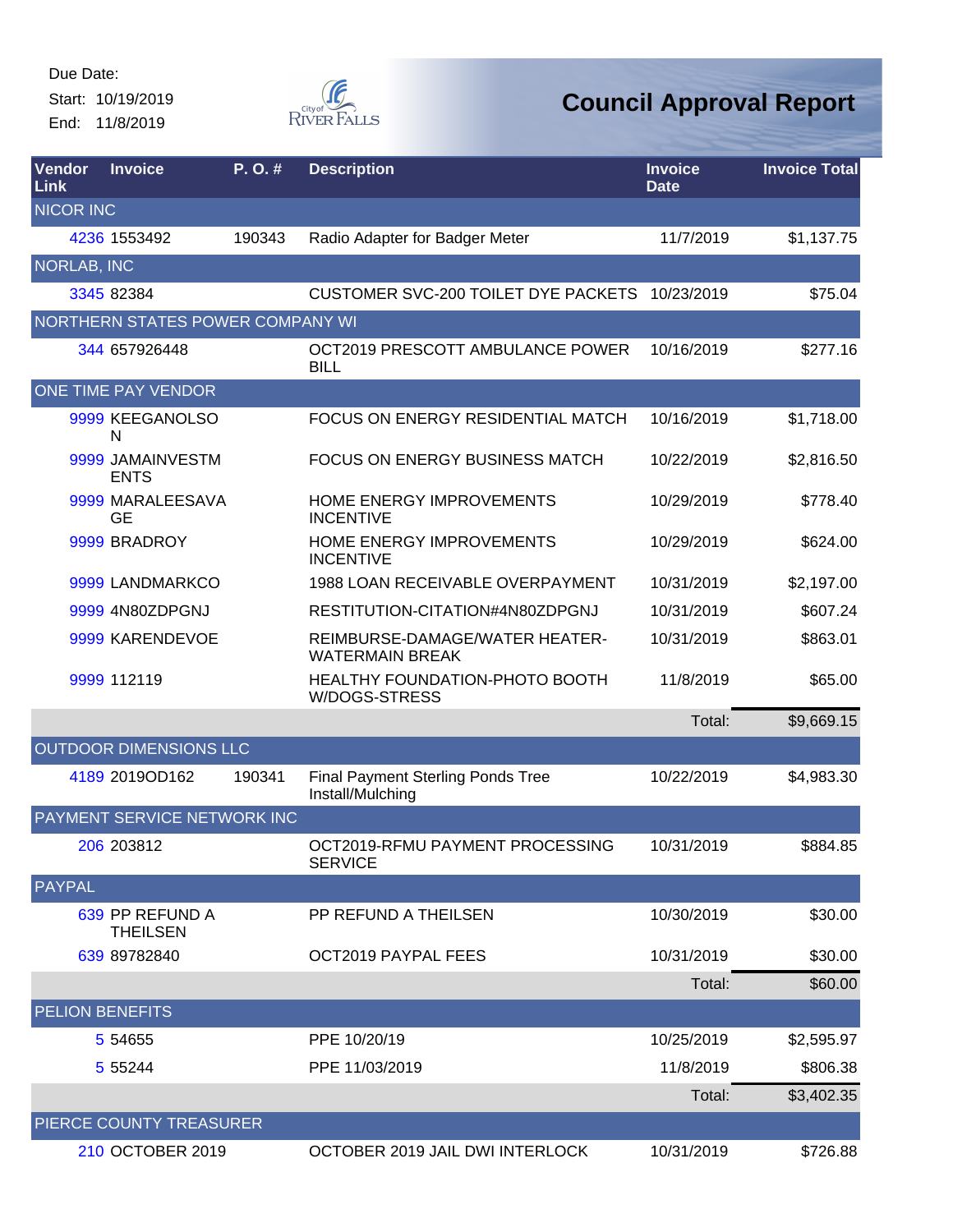Due Date:

Start: 10/19/2019

End: 11/8/2019

# Council Approval Report

| Vendor Link | Invoice | P. O. # | Description | Invoice Date | Invoice Total |
|---|---|---|---|---|---|
| NICOR INC | | | | | |
| 4236 | 1553492 | 190343 | Radio Adapter for Badger Meter | 11/7/2019 | $1,137.75 |
| NORLAB, INC | | | | | |
| 3345 | 82384 | | CUSTOMER SVC-200 TOILET DYE PACKETS | 10/23/2019 | $75.04 |
| NORTHERN STATES POWER COMPANY WI | | | | | |
| 344 | 657926448 | | OCT2019 PRESCOTT AMBULANCE POWER BILL | 10/16/2019 | $277.16 |
| ONE TIME PAY VENDOR | | | | | |
| 9999 | KEEGANOLSON | | FOCUS ON ENERGY RESIDENTIAL MATCH | 10/16/2019 | $1,718.00 |
| 9999 | JAMAINVESTMENTS | | FOCUS ON ENERGY BUSINESS MATCH | 10/22/2019 | $2,816.50 |
| 9999 | MARALEESAVAGE | | HOME ENERGY IMPROVEMENTS INCENTIVE | 10/29/2019 | $778.40 |
| 9999 | BRADROY | | HOME ENERGY IMPROVEMENTS INCENTIVE | 10/29/2019 | $624.00 |
| 9999 | LANDMARKCO | | 1988 LOAN RECEIVABLE OVERPAYMENT | 10/31/2019 | $2,197.00 |
| 9999 | 4N80ZDPGNJ | | RESTITUTION-CITATION#4N80ZDPGNJ | 10/31/2019 | $607.24 |
| 9999 | KARENDEVOE | | REIMBURSE-DAMAGE/WATER HEATER-WATERMAIN BREAK | 10/31/2019 | $863.01 |
| 9999 | 112119 | | HEALTHY FOUNDATION-PHOTO BOOTH W/DOGS-STRESS | 11/8/2019 | $65.00 |
| | | | | Total: | $9,669.15 |
| OUTDOOR DIMENSIONS LLC | | | | | |
| 4189 | 2019OD162 | 190341 | Final Payment Sterling Ponds Tree Install/Mulching | 10/22/2019 | $4,983.30 |
| PAYMENT SERVICE NETWORK INC | | | | | |
| 206 | 203812 | | OCT2019-RFMU PAYMENT PROCESSING SERVICE | 10/31/2019 | $884.85 |
| PAYPAL | | | | | |
| 639 | PP REFUND A THEILSEN | | PP REFUND A THEILSEN | 10/30/2019 | $30.00 |
| 639 | 89782840 | | OCT2019 PAYPAL FEES | 10/31/2019 | $30.00 |
| | | | | Total: | $60.00 |
| PELION BENEFITS | | | | | |
| 5 | 54655 | | PPE 10/20/19 | 10/25/2019 | $2,595.97 |
| 5 | 55244 | | PPE 11/03/2019 | 11/8/2019 | $806.38 |
| | | | | Total: | $3,402.35 |
| PIERCE COUNTY TREASURER | | | | | |
| 210 | OCTOBER 2019 | | OCTOBER 2019 JAIL DWI INTERLOCK | 10/31/2019 | $726.88 |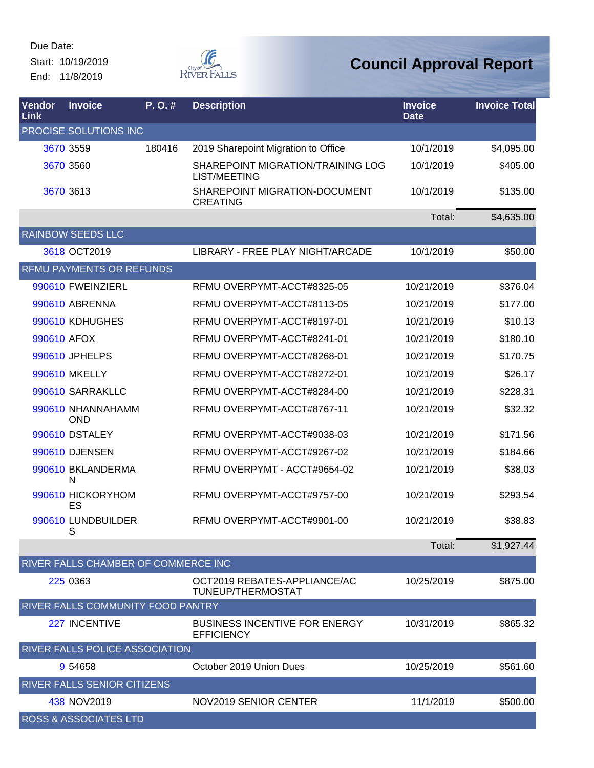Due Date:

Start: 10/19/2019

End: 11/8/2019

# Council Approval Report

| Vendor Link | Invoice | P. O. # | Description | Invoice Date | Invoice Total |
|---|---|---|---|---|---|
| PROCISE SOLUTIONS INC | | | | | |
| 3670 | 3559 | 180416 | 2019 Sharepoint Migration to Office | 10/1/2019 | $4,095.00 |
| 3670 | 3560 | | SHAREPOINT MIGRATION/TRAINING LOG LIST/MEETING | 10/1/2019 | $405.00 |
| 3670 | 3613 | | SHAREPOINT MIGRATION-DOCUMENT CREATING | 10/1/2019 | $135.00 |
| | | | | Total: | $4,635.00 |
| RAINBOW SEEDS LLC | | | | | |
| 3618 | OCT2019 | | LIBRARY - FREE PLAY NIGHT/ARCADE | 10/1/2019 | $50.00 |
| RFMU PAYMENTS OR REFUNDS | | | | | |
| 990610 | FWEINZIERL | | RFMU OVERPYMT-ACCT#8325-05 | 10/21/2019 | $376.04 |
| 990610 | ABRENNA | | RFMU OVERPYMT-ACCT#8113-05 | 10/21/2019 | $177.00 |
| 990610 | KDHUGHES | | RFMU OVERPYMT-ACCT#8197-01 | 10/21/2019 | $10.13 |
| 990610 | AFOX | | RFMU OVERPYMT-ACCT#8241-01 | 10/21/2019 | $180.10 |
| 990610 | JPHELPS | | RFMU OVERPYMT-ACCT#8268-01 | 10/21/2019 | $170.75 |
| 990610 | MKELLY | | RFMU OVERPYMT-ACCT#8272-01 | 10/21/2019 | $26.17 |
| 990610 | SARRAKLLC | | RFMU OVERPYMT-ACCT#8284-00 | 10/21/2019 | $228.31 |
| 990610 | NHANNAHAMMOND | | RFMU OVERPYMT-ACCT#8767-11 | 10/21/2019 | $32.32 |
| 990610 | DSTALEY | | RFMU OVERPYMT-ACCT#9038-03 | 10/21/2019 | $171.56 |
| 990610 | DJENSEN | | RFMU OVERPYMT-ACCT#9267-02 | 10/21/2019 | $184.66 |
| 990610 | BKLANDERMAN | | RFMU OVERPYMT - ACCT#9654-02 | 10/21/2019 | $38.03 |
| 990610 | HICKORYHOMES | | RFMU OVERPYMT-ACCT#9757-00 | 10/21/2019 | $293.54 |
| 990610 | LUNDBUILDERS | | RFMU OVERPYMT-ACCT#9901-00 | 10/21/2019 | $38.83 |
| | | | | Total: | $1,927.44 |
| RIVER FALLS CHAMBER OF COMMERCE INC | | | | | |
| 225 | 0363 | | OCT2019 REBATES-APPLIANCE/AC TUNEUP/THERMOSTAT | 10/25/2019 | $875.00 |
| RIVER FALLS COMMUNITY FOOD PANTRY | | | | | |
| 227 | INCENTIVE | | BUSINESS INCENTIVE FOR ENERGY EFFICIENCY | 10/31/2019 | $865.32 |
| RIVER FALLS POLICE ASSOCIATION | | | | | |
| 9 | 54658 | | October 2019 Union Dues | 10/25/2019 | $561.60 |
| RIVER FALLS SENIOR CITIZENS | | | | | |
| 438 | NOV2019 | | NOV2019 SENIOR CENTER | 11/1/2019 | $500.00 |
| ROSS & ASSOCIATES LTD | | | | | |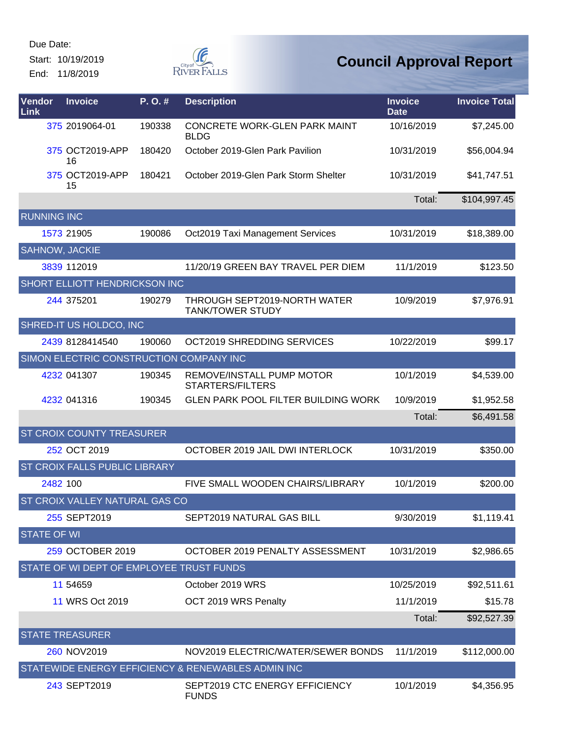Due Date:

Start: 10/19/2019

End: 11/8/2019

# Council Approval Report

| Vendor Link | Invoice | P. O. # | Description | Invoice Date | Invoice Total |
|---|---|---|---|---|---|
| 375 | 2019064-01 | 190338 | CONCRETE WORK-GLEN PARK MAINT BLDG | 10/16/2019 | $7,245.00 |
| 375 | OCT2019-APP 16 | 180420 | October 2019-Glen Park Pavilion | 10/31/2019 | $56,004.94 |
| 375 | OCT2019-APP 15 | 180421 | October 2019-Glen Park Storm Shelter | 10/31/2019 | $41,747.51 |
| | | | | Total: | $104,997.45 |
| RUNNING INC | | | | | |
| 1573 | 21905 | 190086 | Oct2019 Taxi Management Services | 10/31/2019 | $18,389.00 |
| SAHNOW, JACKIE | | | | | |
| 3839 | 112019 | | 11/20/19 GREEN BAY TRAVEL PER DIEM | 11/1/2019 | $123.50 |
| SHORT ELLIOTT HENDRICKSON INC | | | | | |
| 244 | 375201 | 190279 | THROUGH SEPT2019-NORTH WATER TANK/TOWER STUDY | 10/9/2019 | $7,976.91 |
| SHRED-IT US HOLDCO, INC | | | | | |
| 2439 | 8128414540 | 190060 | OCT2019 SHREDDING SERVICES | 10/22/2019 | $99.17 |
| SIMON ELECTRIC CONSTRUCTION COMPANY INC | | | | | |
| 4232 | 041307 | 190345 | REMOVE/INSTALL PUMP MOTOR STARTERS/FILTERS | 10/1/2019 | $4,539.00 |
| 4232 | 041316 | 190345 | GLEN PARK POOL FILTER BUILDING WORK | 10/9/2019 | $1,952.58 |
| | | | | Total: | $6,491.58 |
| ST CROIX COUNTY TREASURER | | | | | |
| 252 | OCT 2019 | | OCTOBER 2019 JAIL DWI INTERLOCK | 10/31/2019 | $350.00 |
| ST CROIX FALLS PUBLIC LIBRARY | | | | | |
| 2482 | 100 | | FIVE SMALL WOODEN CHAIRS/LIBRARY | 10/1/2019 | $200.00 |
| ST CROIX VALLEY NATURAL GAS CO | | | | | |
| 255 | SEPT2019 | | SEPT2019 NATURAL GAS BILL | 9/30/2019 | $1,119.41 |
| STATE OF WI | | | | | |
| 259 | OCTOBER 2019 | | OCTOBER 2019 PENALTY ASSESSMENT | 10/31/2019 | $2,986.65 |
| STATE OF WI DEPT OF EMPLOYEE TRUST FUNDS | | | | | |
| 11 | 54659 | | October 2019 WRS | 10/25/2019 | $92,511.61 |
| 11 | WRS Oct 2019 | | OCT 2019 WRS Penalty | 11/1/2019 | $15.78 |
| | | | | Total: | $92,527.39 |
| STATE TREASURER | | | | | |
| 260 | NOV2019 | | NOV2019 ELECTRIC/WATER/SEWER BONDS | 11/1/2019 | $112,000.00 |
| STATEWIDE ENERGY EFFICIENCY & RENEWABLES ADMIN INC | | | | | |
| 243 | SEPT2019 | | SEPT2019 CTC ENERGY EFFICIENCY FUNDS | 10/1/2019 | $4,356.95 |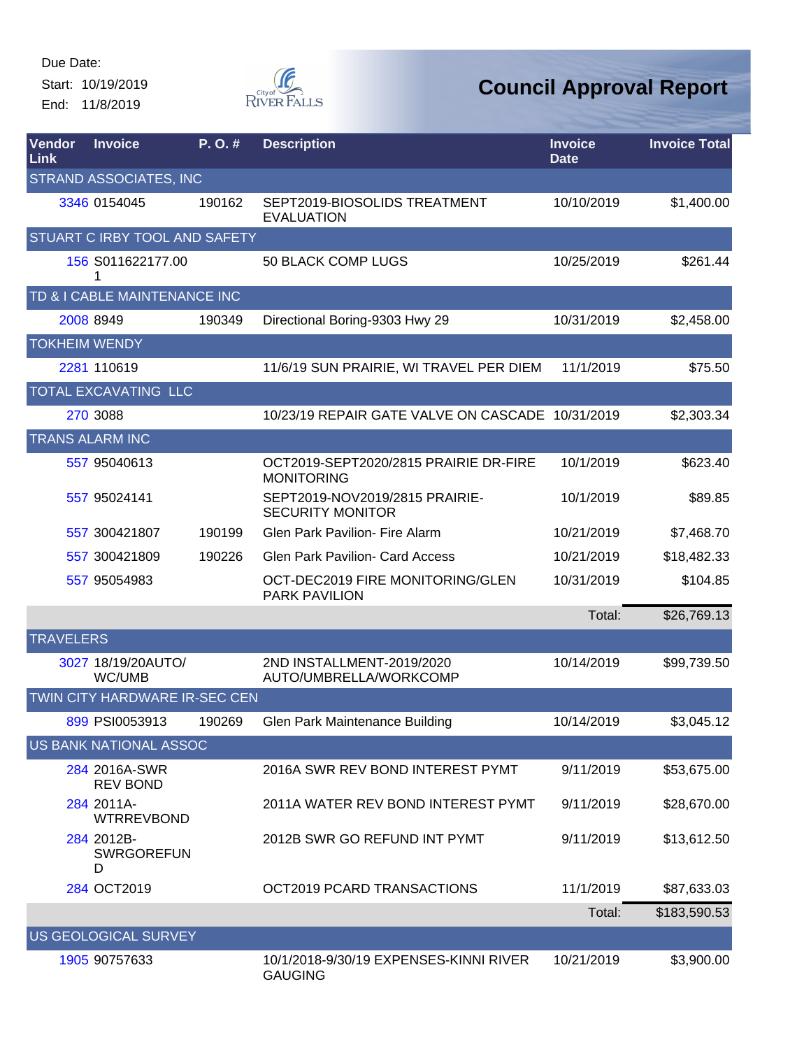Due Date:

Start: 10/19/2019

End: 11/8/2019

# Council Approval Report

| Vendor Link | Invoice | P. O. # | Description | Invoice Date | Invoice Total |
|---|---|---|---|---|---|
| STRAND ASSOCIATES, INC | | | | | |
| 3346 | 0154045 | 190162 | SEPT2019-BIOSOLIDS TREATMENT EVALUATION | 10/10/2019 | $1,400.00 |
| STUART C IRBY TOOL AND SAFETY | | | | | |
| 156 | S011622177.001 | | 50 BLACK COMP LUGS | 10/25/2019 | $261.44 |
| TD & I CABLE MAINTENANCE INC | | | | | |
| 2008 | 8949 | 190349 | Directional Boring-9303 Hwy 29 | 10/31/2019 | $2,458.00 |
| TOKHEIM WENDY | | | | | |
| 2281 | 110619 | | 11/6/19 SUN PRAIRIE, WI TRAVEL PER DIEM | 11/1/2019 | $75.50 |
| TOTAL EXCAVATING LLC | | | | | |
| 270 | 3088 | | 10/23/19 REPAIR GATE VALVE ON CASCADE | 10/31/2019 | $2,303.34 |
| TRANS ALARM INC | | | | | |
| 557 | 95040613 | | OCT2019-SEPT2020/2815 PRAIRIE DR-FIRE MONITORING | 10/1/2019 | $623.40 |
| 557 | 95024141 | | SEPT2019-NOV2019/2815 PRAIRIE-SECURITY MONITOR | 10/1/2019 | $89.85 |
| 557 | 300421807 | 190199 | Glen Park Pavilion- Fire Alarm | 10/21/2019 | $7,468.70 |
| 557 | 300421809 | 190226 | Glen Park Pavilion- Card Access | 10/21/2019 | $18,482.33 |
| 557 | 95054983 | | OCT-DEC2019 FIRE MONITORING/GLEN PARK PAVILION | 10/31/2019 | $104.85 |
| | | | | Total: | $26,769.13 |
| TRAVELERS | | | | | |
| 3027 | 18/19/20AUTO/WC/UMB | | 2ND INSTALLMENT-2019/2020 AUTO/UMBRELLA/WORKCOMP | 10/14/2019 | $99,739.50 |
| TWIN CITY HARDWARE IR-SEC CEN | | | | | |
| 899 | PSI0053913 | 190269 | Glen Park Maintenance Building | 10/14/2019 | $3,045.12 |
| US BANK NATIONAL ASSOC | | | | | |
| 284 | 2016A-SWR REV BOND | | 2016A SWR REV BOND INTEREST PYMT | 9/11/2019 | $53,675.00 |
| 284 | 2011A-WTRREVBOND | | 2011A WATER REV BOND INTEREST PYMT | 9/11/2019 | $28,670.00 |
| 284 | 2012B-SWRGOREFUND | | 2012B SWR GO REFUND INT PYMT | 9/11/2019 | $13,612.50 |
| 284 | OCT2019 | | OCT2019 PCARD TRANSACTIONS | 11/1/2019 | $87,633.03 |
| | | | | Total: | $183,590.53 |
| US GEOLOGICAL SURVEY | | | | | |
| 1905 | 90757633 | | 10/1/2018-9/30/19 EXPENSES-KINNI RIVER GAUGING | 10/21/2019 | $3,900.00 |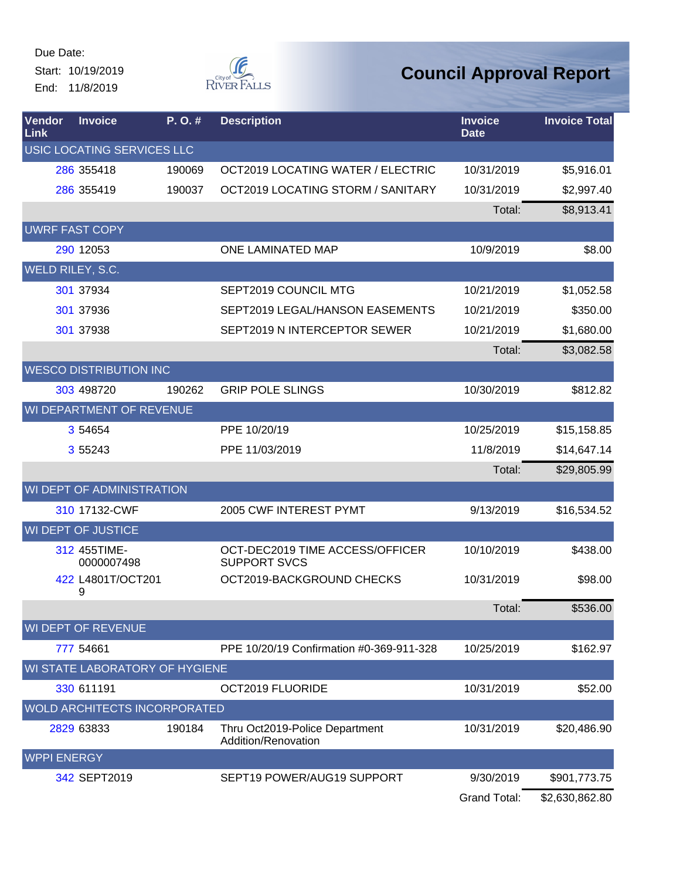Due Date:
Start: 10/19/2019
End: 11/8/2019

City of River Falls

# Council Approval Report

| Vendor Link | Invoice | P. O. # | Description | Invoice Date | Invoice Total |
|---|---|---|---|---|---|
| USIC LOCATING SERVICES LLC | | | | | |
| 286 | 355418 | 190069 | OCT2019 LOCATING WATER / ELECTRIC | 10/31/2019 | $5,916.01 |
| 286 | 355419 | 190037 | OCT2019 LOCATING STORM / SANITARY | 10/31/2019 | $2,997.40 |
| | | | | Total: | $8,913.41 |
| UWRF FAST COPY | | | | | |
| 290 | 12053 | | ONE LAMINATED MAP | 10/9/2019 | $8.00 |
| WELD RILEY, S.C. | | | | | |
| 301 | 37934 | | SEPT2019 COUNCIL MTG | 10/21/2019 | $1,052.58 |
| 301 | 37936 | | SEPT2019 LEGAL/HANSON EASEMENTS | 10/21/2019 | $350.00 |
| 301 | 37938 | | SEPT2019 N INTERCEPTOR SEWER | 10/21/2019 | $1,680.00 |
| | | | | Total: | $3,082.58 |
| WESCO DISTRIBUTION INC | | | | | |
| 303 | 498720 | 190262 | GRIP POLE SLINGS | 10/30/2019 | $812.82 |
| WI DEPARTMENT OF REVENUE | | | | | |
| 3 | 54654 | | PPE 10/20/19 | 10/25/2019 | $15,158.85 |
| 3 | 55243 | | PPE 11/03/2019 | 11/8/2019 | $14,647.14 |
| | | | | Total: | $29,805.99 |
| WI DEPT OF ADMINISTRATION | | | | | |
| 310 | 17132-CWF | | 2005 CWF INTEREST PYMT | 9/13/2019 | $16,534.52 |
| WI DEPT OF JUSTICE | | | | | |
| 312 | 455TIME-0000007498 | | OCT-DEC2019 TIME ACCESS/OFFICER SUPPORT SVCS | 10/10/2019 | $438.00 |
| 422 | L4801T/OCT2019 | | OCT2019-BACKGROUND CHECKS | 10/31/2019 | $98.00 |
| | | | | Total: | $536.00 |
| WI DEPT OF REVENUE | | | | | |
| 777 | 54661 | | PPE 10/20/19 Confirmation #0-369-911-328 | 10/25/2019 | $162.97 |
| WI STATE LABORATORY OF HYGIENE | | | | | |
| 330 | 611191 | | OCT2019 FLUORIDE | 10/31/2019 | $52.00 |
| WOLD ARCHITECTS INCORPORATED | | | | | |
| 2829 | 63833 | 190184 | Thru Oct2019-Police Department Addition/Renovation | 10/31/2019 | $20,486.90 |
| WPPI ENERGY | | | | | |
| 342 | SEPT2019 | | SEPT19 POWER/AUG19 SUPPORT | 9/30/2019 | $901,773.75 |
| | | | | Grand Total: | $2,630,862.80 |